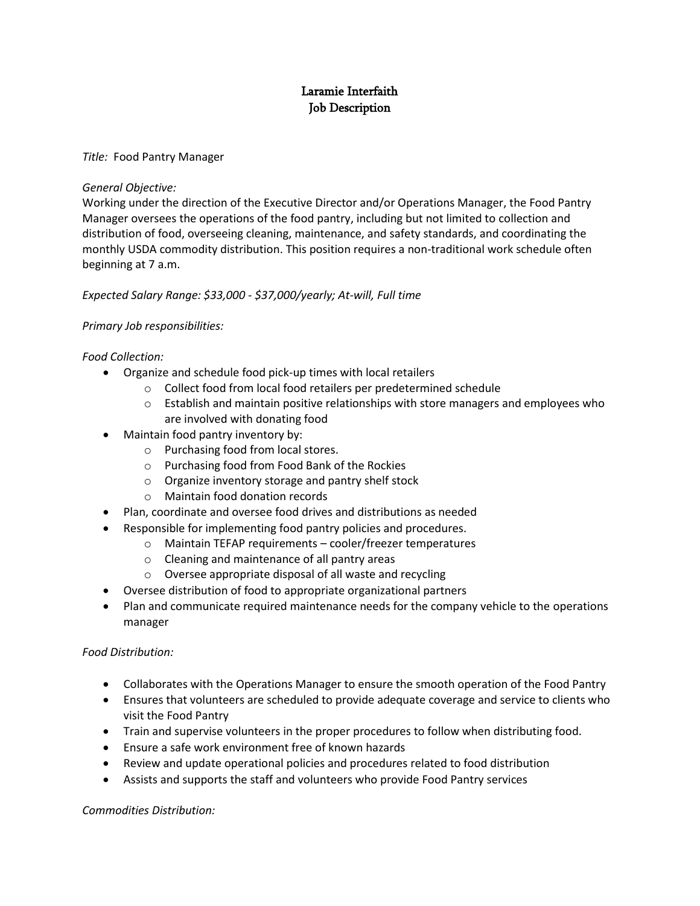# Laramie Interfaith
## Job Description

*Title:* Food Pantry Manager

*General Objective:*
Working under the direction of the Executive Director and/or Operations Manager, the Food Pantry Manager oversees the operations of the food pantry, including but not limited to collection and distribution of food, overseeing cleaning, maintenance, and safety standards, and coordinating the monthly USDA commodity distribution. This position requires a non-traditional work schedule often beginning at 7 a.m.

*Expected Salary Range: $33,000 - $37,000/yearly; At-will, Full time*

*Primary Job responsibilities:*

*Food Collection:*

- Organize and schedule food pick-up times with local retailers
  - Collect food from local food retailers per predetermined schedule
  - Establish and maintain positive relationships with store managers and employees who are involved with donating food
- Maintain food pantry inventory by:
  - Purchasing food from local stores.
  - Purchasing food from Food Bank of the Rockies
  - Organize inventory storage and pantry shelf stock
  - Maintain food donation records
- Plan, coordinate and oversee food drives and distributions as needed
- Responsible for implementing food pantry policies and procedures.
  - Maintain TEFAP requirements – cooler/freezer temperatures
  - Cleaning and maintenance of all pantry areas
  - Oversee appropriate disposal of all waste and recycling
- Oversee distribution of food to appropriate organizational partners
- Plan and communicate required maintenance needs for the company vehicle to the operations manager

*Food Distribution:*

- Collaborates with the Operations Manager to ensure the smooth operation of the Food Pantry
- Ensures that volunteers are scheduled to provide adequate coverage and service to clients who visit the Food Pantry
- Train and supervise volunteers in the proper procedures to follow when distributing food.
- Ensure a safe work environment free of known hazards
- Review and update operational policies and procedures related to food distribution
- Assists and supports the staff and volunteers who provide Food Pantry services

*Commodities Distribution:*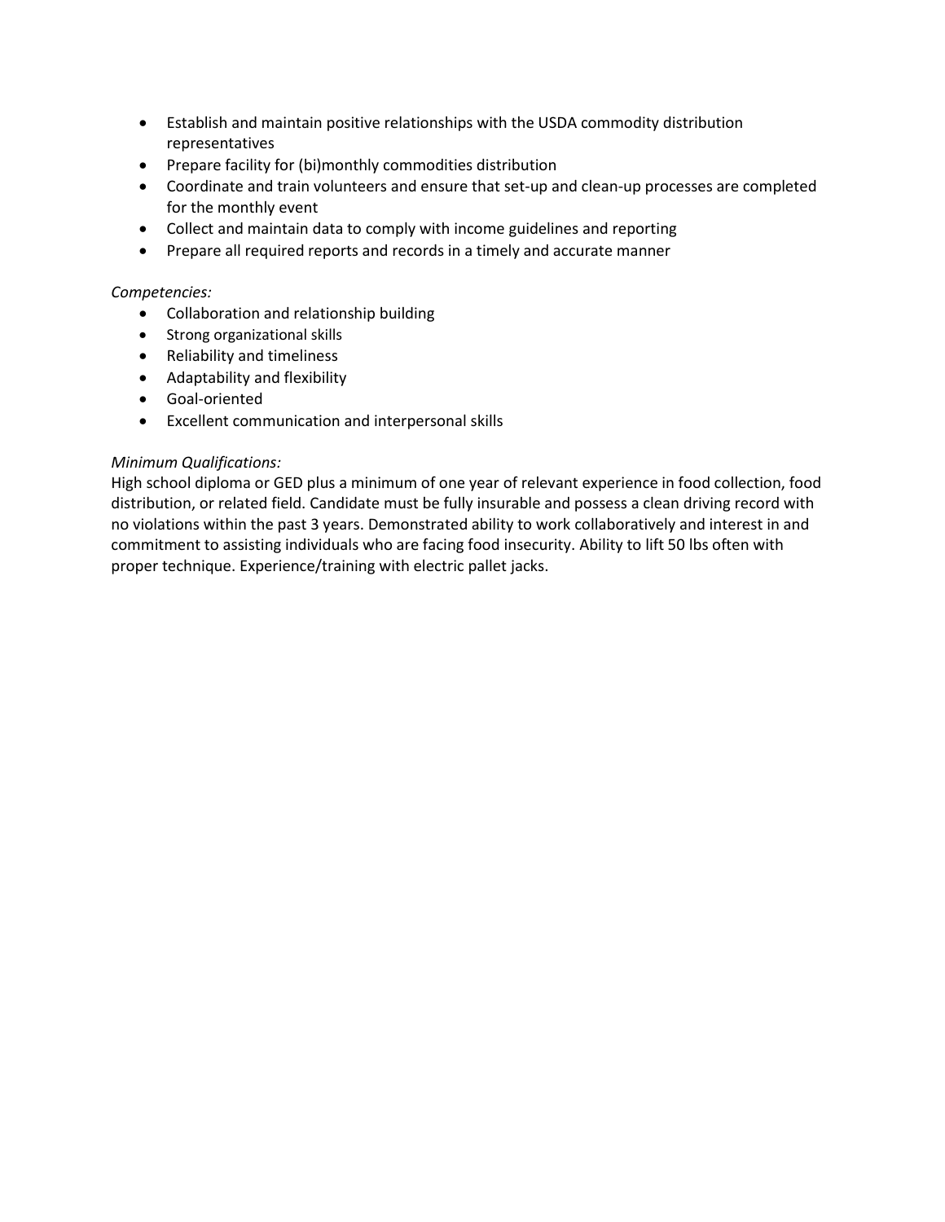- Establish and maintain positive relationships with the USDA commodity distribution representatives
- Prepare facility for (bi)monthly commodities distribution
- Coordinate and train volunteers and ensure that set-up and clean-up processes are completed for the monthly event
- Collect and maintain data to comply with income guidelines and reporting
- Prepare all required reports and records in a timely and accurate manner

*Competencies:*

- Collaboration and relationship building
- Strong organizational skills
- Reliability and timeliness
- Adaptability and flexibility
- Goal-oriented
- Excellent communication and interpersonal skills

*Minimum Qualifications:*

High school diploma or GED plus a minimum of one year of relevant experience in food collection, food distribution, or related field. Candidate must be fully insurable and possess a clean driving record with no violations within the past 3 years. Demonstrated ability to work collaboratively and interest in and commitment to assisting individuals who are facing food insecurity. Ability to lift 50 lbs often with proper technique. Experience/training with electric pallet jacks.